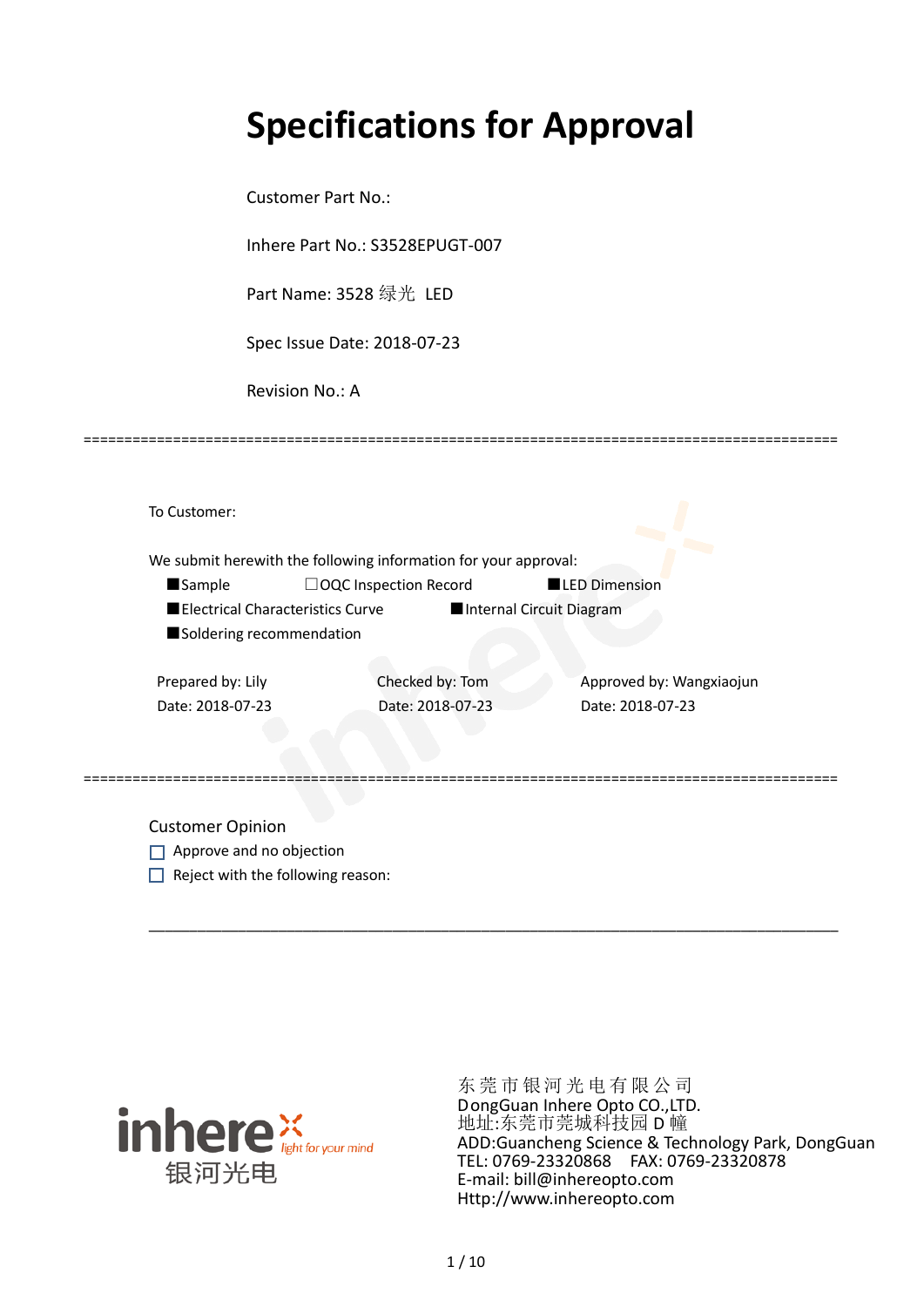# Specifications for Approval

Customer Part No.:

Inhere Part No.: S3528EPUGT-007

Part Name: 3528 绿光 LED

Spec Issue Date: 2018-07-23

Revision No.: A

==========================================================================================

To Customer:

We submit herewith the following information for your approval:

■Sample　　　□OQC Inspection Record　　　■LED Dimension

■Electrical Characteristics Curve　　　■Internal Circuit Diagram

■Soldering recommendation

| Prepared by: Lily | Checked by: Tom | Approved by: Wangxiaojun |
|---|---|---|
| Date: 2018-07-23 | Date: 2018-07-23 | Date: 2018-07-23 |

==========================================================================================

Customer Opinion

☐ Approve and no objection

☐ Reject with the following reason:

______________________________________________________________________________

inhere light for your mind

银河光电

东 莞 市 银 河 光 电 有 限 公 司
DongGuan Inhere Opto CO.,LTD.
地址:东莞市莞城科技园 D 幢
ADD:Guancheng Science & Technology Park, DongGuan
TEL: 0769-23320868　FAX: 0769-23320878
E-mail: bill@inhereopto.com
Http://www.inhereopto.com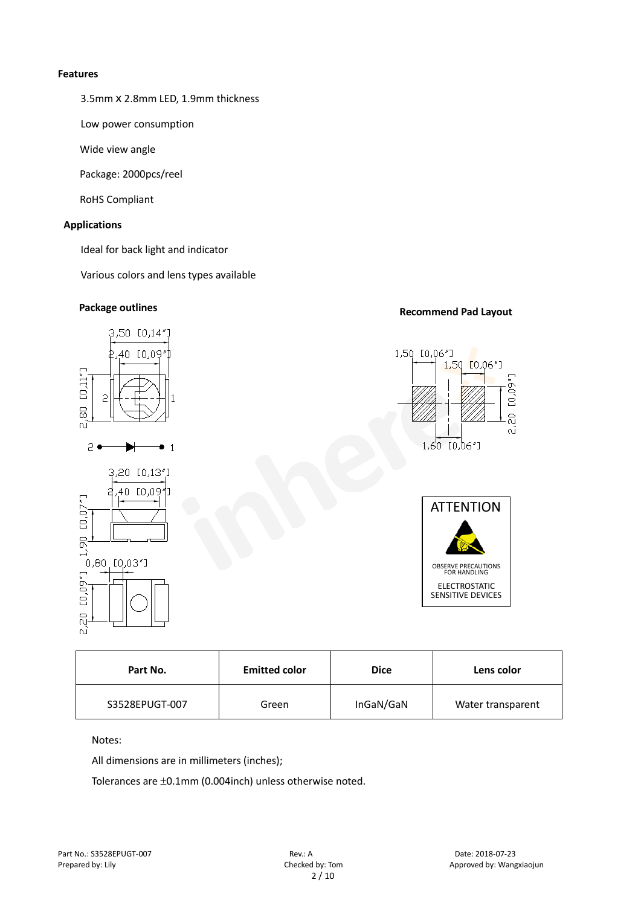**Features**

3.5mm X 2.8mm LED, 1.9mm thickness

Low power consumption

Wide view angle

Package: 2000pcs/reel

RoHS Compliant

**Applications**

Ideal for back light and indicator

Various colors and lens types available

**Package outlines**

**Recommend Pad Layout**

ATTENTION

OBSERVE PRECAUTIONS FOR HANDLING

ELECTROSTATIC SENSITIVE DEVICES

| Part No. | Emitted color | Dice | Lens color |
|---|---|---|---|
| S3528EPUGT-007 | Green | InGaN/GaN | Water transparent |

Notes:

All dimensions are in millimeters (inches);

Tolerances are ±0.1mm (0.004inch) unless otherwise noted.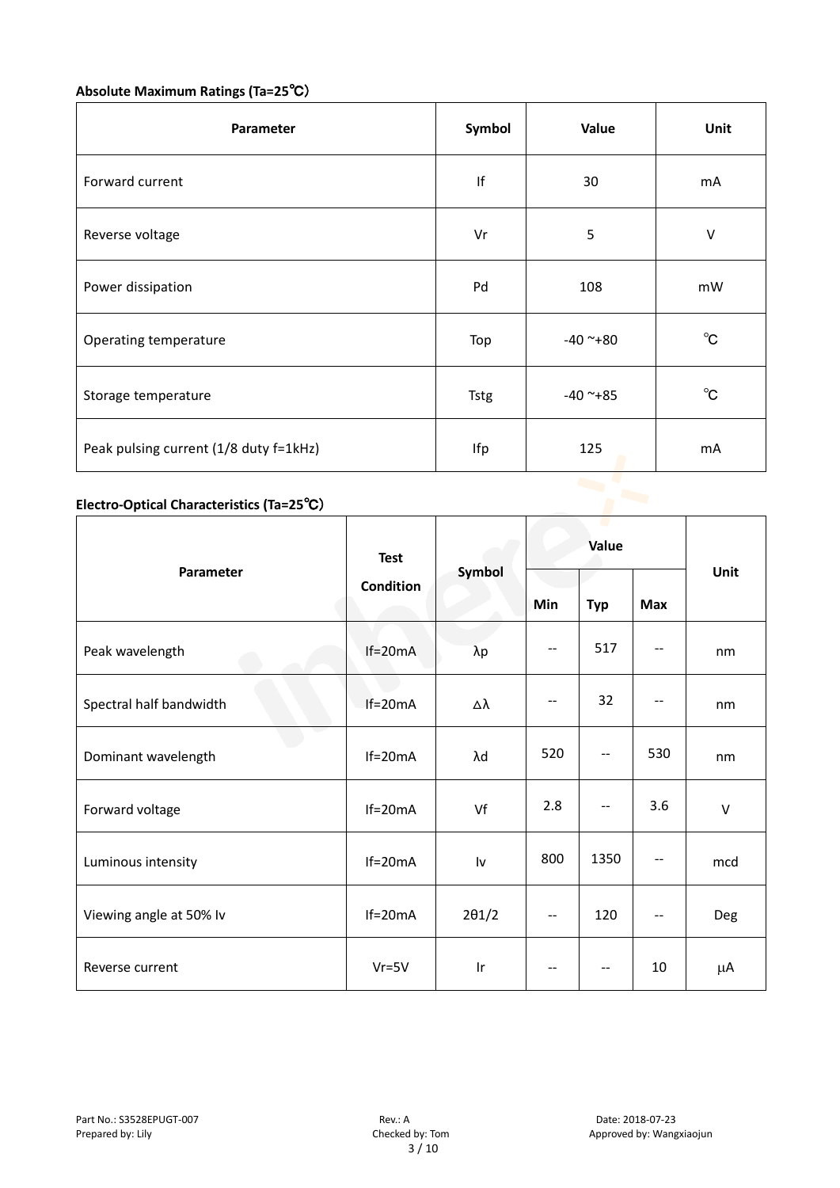**Absolute Maximum Ratings (Ta=25℃)**

| Parameter | Symbol | Value | Unit |
|---|---|---|---|
| Forward current | If | 30 | mA |
| Reverse voltage | Vr | 5 | V |
| Power dissipation | Pd | 108 | mW |
| Operating temperature | Top | -40 ~+80 | ℃ |
| Storage temperature | Tstg | -40 ~+85 | ℃ |
| Peak pulsing current (1/8 duty f=1kHz) | Ifp | 125 | mA |

**Electro-Optical Characteristics (Ta=25℃)**

| Parameter | Test Condition | Symbol | Value | | | Unit |
|---|---|---|---|---|---|---|
| | | | Min | Typ | Max | |
| Peak wavelength | If=20mA | λp | -- | 517 | -- | nm |
| Spectral half bandwidth | If=20mA | ∆λ | -- | 32 | -- | nm |
| Dominant wavelength | If=20mA | λd | 520 | -- | 530 | nm |
| Forward voltage | If=20mA | Vf | 2.8 | -- | 3.6 | V |
| Luminous intensity | If=20mA | Iv | 800 | 1350 | -- | mcd |
| Viewing angle at 50% Iv | If=20mA | 2θ1/2 | -- | 120 | -- | Deg |
| Reverse current | Vr=5V | Ir | -- | -- | 10 | μA |

Part No.: S3528EPUGT-007 Rev.: A Date: 2018-07-23
Prepared by: Lily Checked by: Tom Approved by: Wangxiaojun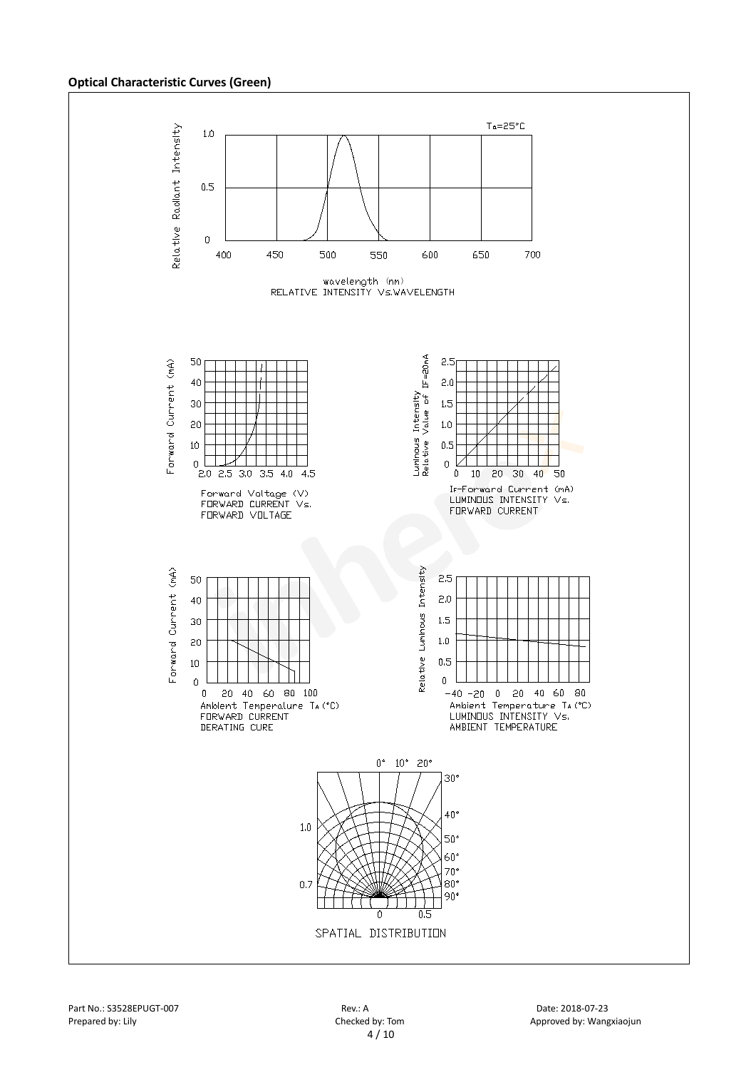**Optical Characteristic Curves (Green)**

Ta=25°C

Relative Radiant Intensity

wavelength (nm)
RELATIVE INTENSITY Vs.WAVELENGTH

Forward Current (mA)

Forward Voltage (V)
FORWARD CURRENT Vs.
FORWARD VOLTAGE

Luminous Intensity Relative Value of IF=20mA

IF-Forward Current (mA)
LUMINOUS INTENSITY Vs.
FORWARD CURRENT

Forward Current (mA)

Ambient Temperature TA (°C)
FORWARD CURRENT
DERATING CURE

Relative Luminous Intensity

Ambient Temperature TA (°C)
LUMINOUS INTENSITY Vs.
AMBIENT TEMPERATURE

SPATIAL DISTRIBUTION

Part No.: S3528EPUGT-007 Rev.: A Date: 2018-07-23
Prepared by: Lily Checked by: Tom Approved by: Wangxiaojun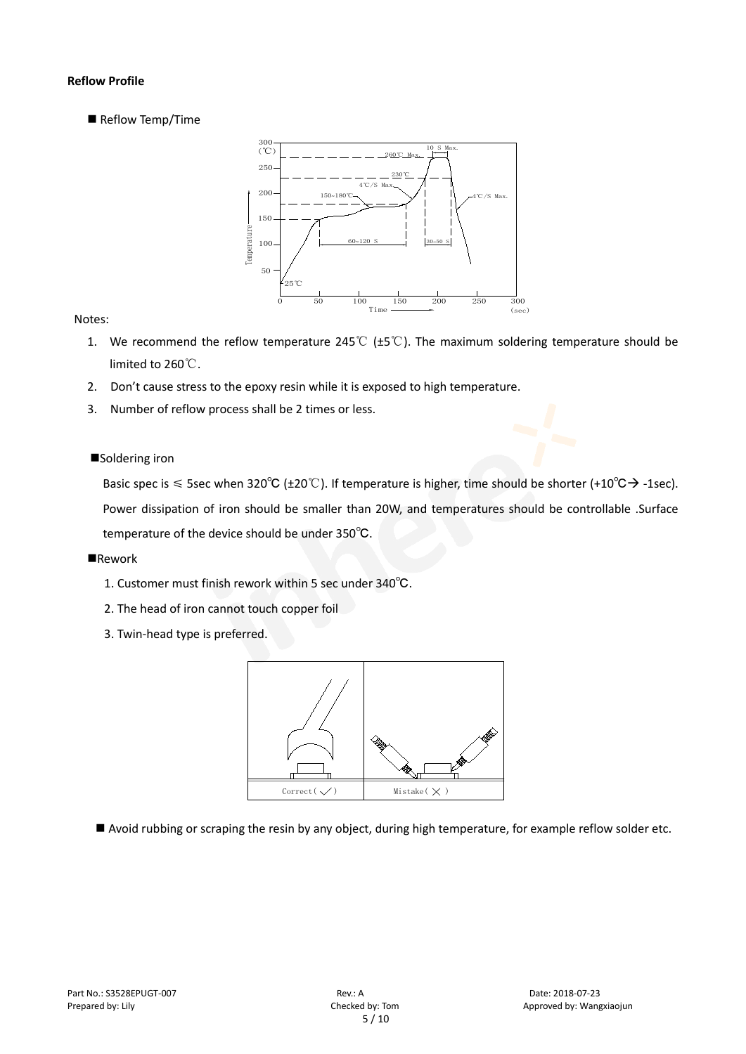**Reflow Profile**

■ Reflow Temp/Time

Notes:

1. We recommend the reflow temperature 245℃ (±5℃). The maximum soldering temperature should be limited to 260℃.
2. Don't cause stress to the epoxy resin while it is exposed to high temperature.
3. Number of reflow process shall be 2 times or less.

■Soldering iron

Basic spec is ≤ 5sec when 320℃ (±20℃). If temperature is higher, time should be shorter (+10℃→ -1sec). Power dissipation of iron should be smaller than 20W, and temperatures should be controllable .Surface temperature of the device should be under 350℃.

■Rework

1. Customer must finish rework within 5 sec under 340℃.
2. The head of iron cannot touch copper foil
3. Twin-head type is preferred.

■ Avoid rubbing or scraping the resin by any object, during high temperature, for example reflow solder etc.

Part No.: S3528EPUGT-007 Rev.: A Date: 2018-07-23
Prepared by: Lily Checked by: Tom Approved by: Wangxiaojun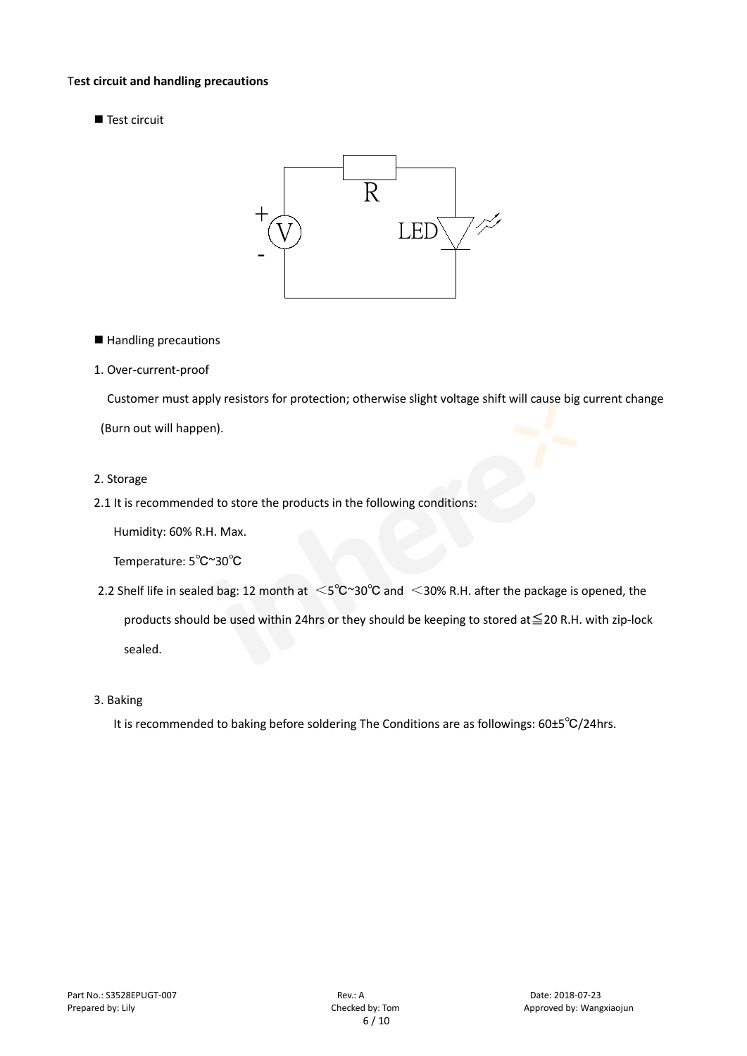**Test circuit and handling precautions**

■ Test circuit

■ Handling precautions

1. Over-current-proof

   Customer must apply resistors for protection; otherwise slight voltage shift will cause big current change (Burn out will happen).

2. Storage

2.1 It is recommended to store the products in the following conditions:

   Humidity: 60% R.H. Max.

   Temperature: 5℃~30℃

2.2 Shelf life in sealed bag: 12 month at ＜5℃~30℃ and ＜30% R.H. after the package is opened, the products should be used within 24hrs or they should be keeping to stored at≦20 R.H. with zip-lock sealed.

3. Baking

   It is recommended to baking before soldering The Conditions are as followings: 60±5℃/24hrs.

Part No.: S3528EPUGT-007　　Rev.: A　　Date: 2018-07-23
Prepared by: Lily　　Checked by: Tom　　Approved by: Wangxiaojun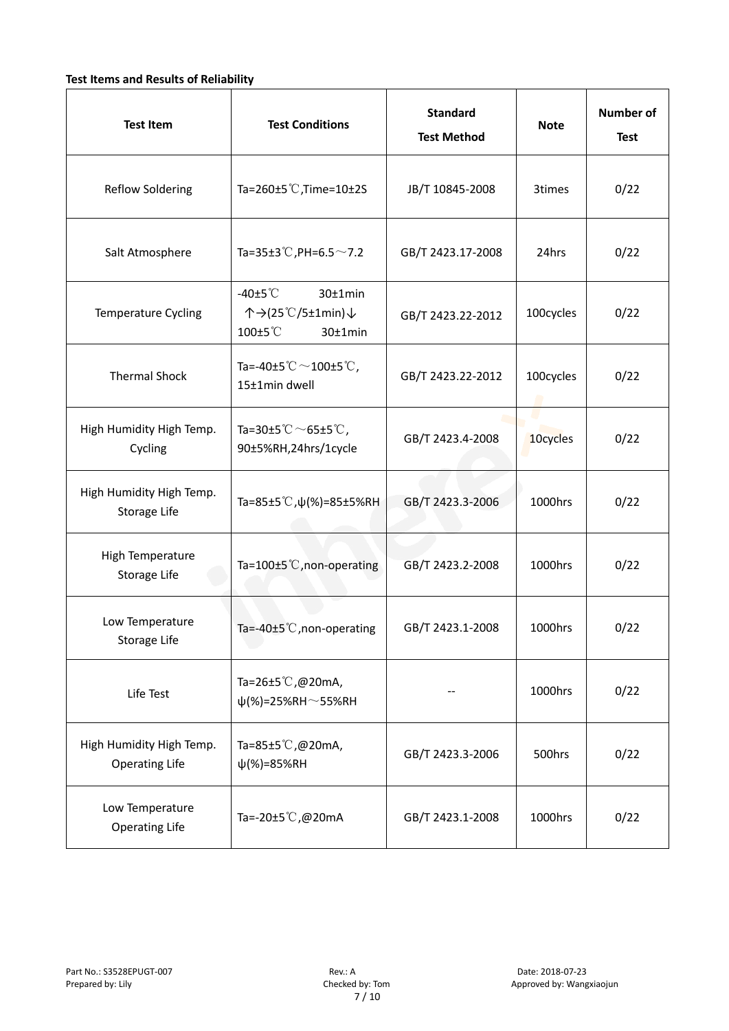**Test Items and Results of Reliability**

| Test Item | Test Conditions | Standard Test Method | Note | Number of Test |
|---|---|---|---|---|
| Reflow Soldering | Ta=260±5℃,Time=10±2S | JB/T 10845-2008 | 3times | 0/22 |
| Salt Atmosphere | Ta=35±3℃,PH=6.5～7.2 | GB/T 2423.17-2008 | 24hrs | 0/22 |
| Temperature Cycling | -40±5℃ 30±1min ↑→(25℃/5±1min)↓ 100±5℃ 30±1min | GB/T 2423.22-2012 | 100cycles | 0/22 |
| Thermal Shock | Ta=-40±5℃～100±5℃, 15±1min dwell | GB/T 2423.22-2012 | 100cycles | 0/22 |
| High Humidity High Temp. Cycling | Ta=30±5℃～65±5℃, 90±5%RH,24hrs/1cycle | GB/T 2423.4-2008 | 10cycles | 0/22 |
| High Humidity High Temp. Storage Life | Ta=85±5℃,ψ(%)=85±5%RH | GB/T 2423.3-2006 | 1000hrs | 0/22 |
| High Temperature Storage Life | Ta=100±5℃,non-operating | GB/T 2423.2-2008 | 1000hrs | 0/22 |
| Low Temperature Storage Life | Ta=-40±5℃,non-operating | GB/T 2423.1-2008 | 1000hrs | 0/22 |
| Life Test | Ta=26±5℃,@20mA, ψ(%)=25%RH～55%RH | -- | 1000hrs | 0/22 |
| High Humidity High Temp. Operating Life | Ta=85±5℃,@20mA, ψ(%)=85%RH | GB/T 2423.3-2006 | 500hrs | 0/22 |
| Low Temperature Operating Life | Ta=-20±5℃,@20mA | GB/T 2423.1-2008 | 1000hrs | 0/22 |

Part No.: S3528EPUGT-007 Rev.: A Date: 2018-07-23
Prepared by: Lily Checked by: Tom Approved by: Wangxiaojun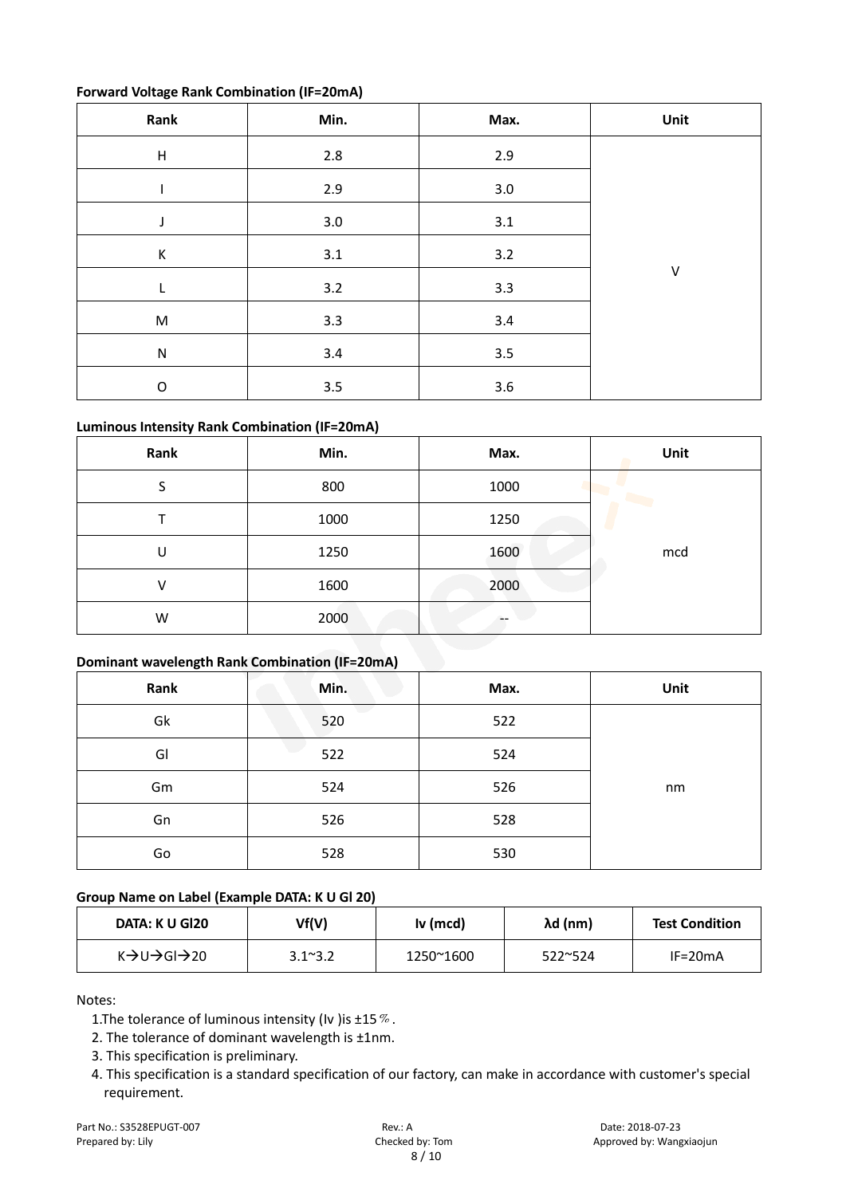**Forward Voltage Rank Combination (IF=20mA)**

| Rank | Min. | Max. | Unit |
|---|---|---|---|
| H | 2.8 | 2.9 | V |
| I | 2.9 | 3.0 | |
| J | 3.0 | 3.1 | |
| K | 3.1 | 3.2 | |
| L | 3.2 | 3.3 | |
| M | 3.3 | 3.4 | |
| N | 3.4 | 3.5 | |
| O | 3.5 | 3.6 | |

**Luminous Intensity Rank Combination (IF=20mA)**

| Rank | Min. | Max. | Unit |
|---|---|---|---|
| S | 800 | 1000 | mcd |
| T | 1000 | 1250 | |
| U | 1250 | 1600 | |
| V | 1600 | 2000 | |
| W | 2000 | -- | |

**Dominant wavelength Rank Combination (IF=20mA)**

| Rank | Min. | Max. | Unit |
|---|---|---|---|
| Gk | 520 | 522 | nm |
| Gl | 522 | 524 | |
| Gm | 524 | 526 | |
| Gn | 526 | 528 | |
| Go | 528 | 530 | |

**Group Name on Label (Example DATA: K U Gl 20)**

| DATA: K U Gl20 | Vf(V) | Iv (mcd) | λd (nm) | Test Condition |
|---|---|---|---|---|
| K→U→Gl→20 | 3.1~3.2 | 1250~1600 | 522~524 | IF=20mA |

Notes:

1. The tolerance of luminous intensity (Iv )is ±15％.
2. The tolerance of dominant wavelength is ±1nm.
3. This specification is preliminary.
4. This specification is a standard specification of our factory, can make in accordance with customer's special requirement.

Part No.: S3528EPUGT-007 | Rev.: A | Date: 2018-07-23
Prepared by: Lily | Checked by: Tom | Approved by: Wangxiaojun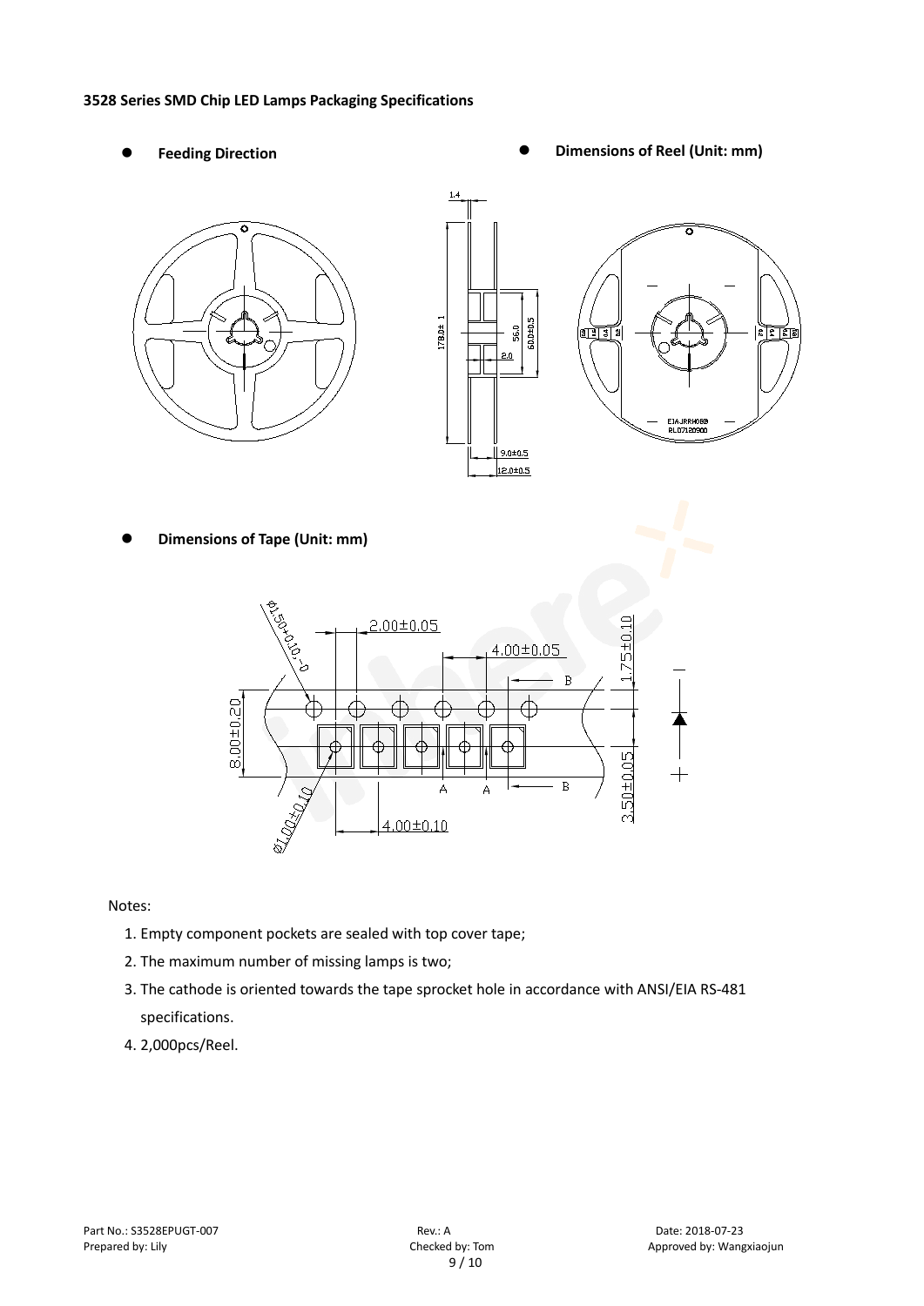**3528 Series SMD Chip LED Lamps Packaging Specifications**

- **Feeding Direction**
- **Dimensions of Reel (Unit: mm)**

- **Dimensions of Tape (Unit: mm)**

Notes:

1. Empty component pockets are sealed with top cover tape;
2. The maximum number of missing lamps is two;
3. The cathode is oriented towards the tape sprocket hole in accordance with ANSI/EIA RS-481 specifications.
4. 2,000pcs/Reel.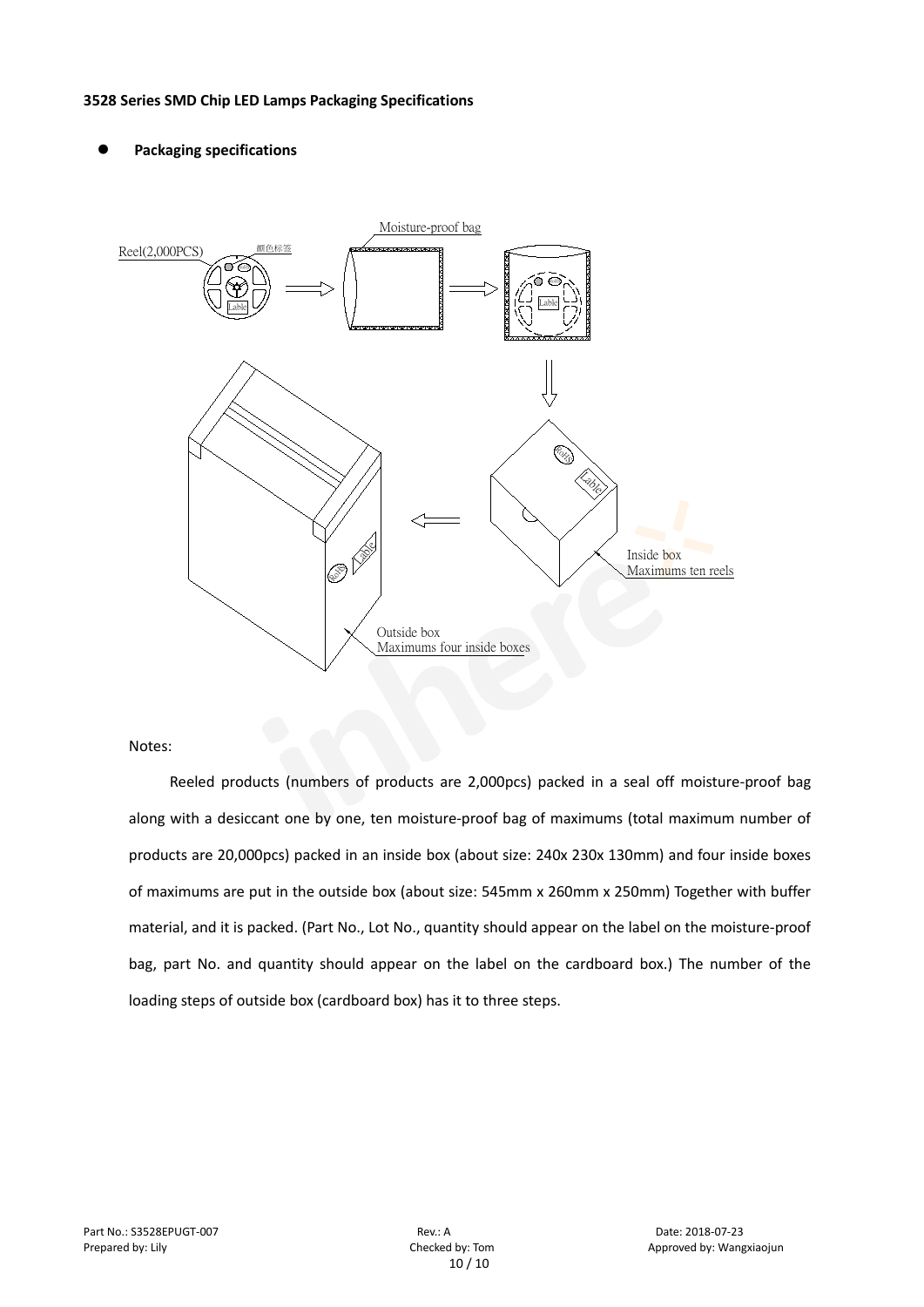**3528 Series SMD Chip LED Lamps Packaging Specifications**

- **Packaging specifications**

Reel(2,000PCS)

顏色标签

Lable

Moisture-proof bag

Lable

RoHS

Lable

Inside box
Maximums ten reels

RoHS

Lable

Outside box
Maximums four inside boxes

Notes:

Reeled products (numbers of products are 2,000pcs) packed in a seal off moisture-proof bag along with a desiccant one by one, ten moisture-proof bag of maximums (total maximum number of products are 20,000pcs) packed in an inside box (about size: 240x 230x 130mm) and four inside boxes of maximums are put in the outside box (about size: 545mm x 260mm x 250mm) Together with buffer material, and it is packed. (Part No., Lot No., quantity should appear on the label on the moisture-proof bag, part No. and quantity should appear on the label on the cardboard box.) The number of the loading steps of outside box (cardboard box) has it to three steps.

Part No.: S3528EPUGT-007 | Rev.: A | Date: 2018-07-23
Prepared by: Lily | Checked by: Tom | Approved by: Wangxiaojun